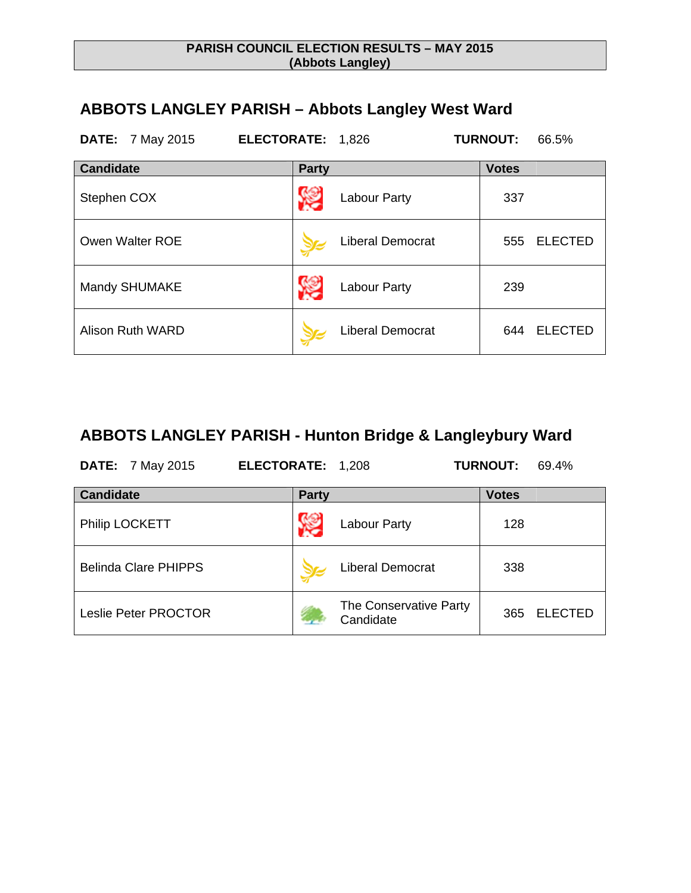**PARISH COUNCIL ELECTION RESULTS – MAY 2015**
**(Abbots Langley)**

## ABBOTS LANGLEY PARISH – Abbots Langley West Ward

**DATE:** 7 May 2015 **ELECTORATE:** 1,826 **TURNOUT:** 66.5%

| Candidate | Party | Votes | |
|---|---|---|---|
| Stephen COX | Labour Party | 337 | |
| Owen Walter ROE | Liberal Democrat | 555 | ELECTED |
| Mandy SHUMAKE | Labour Party | 239 | |
| Alison Ruth WARD | Liberal Democrat | 644 | ELECTED |

## ABBOTS LANGLEY PARISH - Hunton Bridge & Langleybury Ward

**DATE:** 7 May 2015 **ELECTORATE:** 1,208 **TURNOUT:** 69.4%

| Candidate | Party | Votes | |
|---|---|---|---|
| Philip LOCKETT | Labour Party | 128 | |
| Belinda Clare PHIPPS | Liberal Democrat | 338 | |
| Leslie Peter PROCTOR | The Conservative Party Candidate | 365 | ELECTED |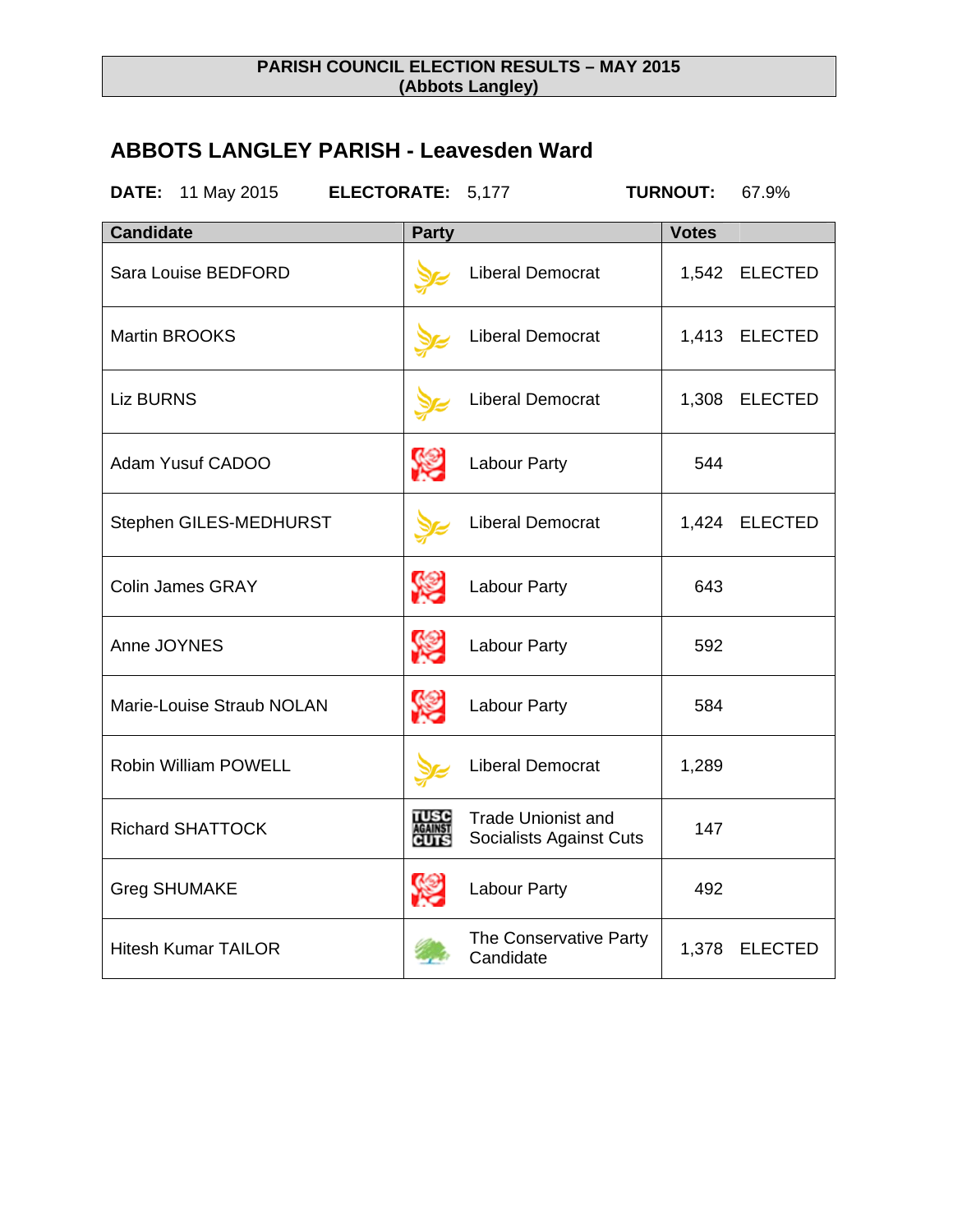**PARISH COUNCIL ELECTION RESULTS – MAY 2015**
**(Abbots Langley)**

## ABBOTS LANGLEY PARISH - Leavesden Ward

**DATE:** 11 May 2015 **ELECTORATE:** 5,177 **TURNOUT:** 67.9%

| Candidate | Party | Votes | |
|---|---|---|---|
| Sara Louise BEDFORD | Liberal Democrat | 1,542 | ELECTED |
| Martin BROOKS | Liberal Democrat | 1,413 | ELECTED |
| Liz BURNS | Liberal Democrat | 1,308 | ELECTED |
| Adam Yusuf CADOO | Labour Party | 544 | |
| Stephen GILES-MEDHURST | Liberal Democrat | 1,424 | ELECTED |
| Colin James GRAY | Labour Party | 643 | |
| Anne JOYNES | Labour Party | 592 | |
| Marie-Louise Straub NOLAN | Labour Party | 584 | |
| Robin William POWELL | Liberal Democrat | 1,289 | |
| Richard SHATTOCK | Trade Unionist and Socialists Against Cuts | 147 | |
| Greg SHUMAKE | Labour Party | 492 | |
| Hitesh Kumar TAILOR | The Conservative Party Candidate | 1,378 | ELECTED |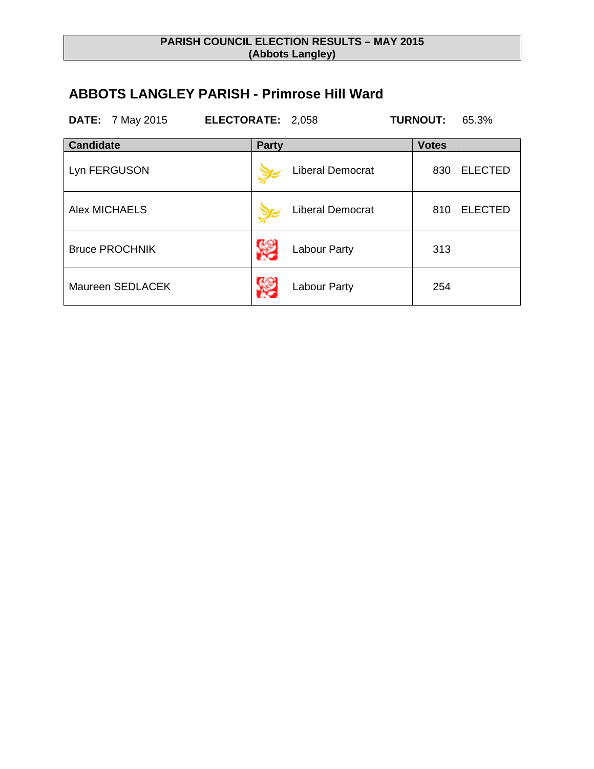**PARISH COUNCIL ELECTION RESULTS – MAY 2015**
**(Abbots Langley)**

## ABBOTS LANGLEY PARISH - Primrose Hill Ward

**DATE:** 7 May 2015 **ELECTORATE:** 2,058 **TURNOUT:** 65.3%

| Candidate | Party | Votes | |
|---|---|---|---|
| Lyn FERGUSON | Liberal Democrat | 830 | ELECTED |
| Alex MICHAELS | Liberal Democrat | 810 | ELECTED |
| Bruce PROCHNIK | Labour Party | 313 | |
| Maureen SEDLACEK | Labour Party | 254 | |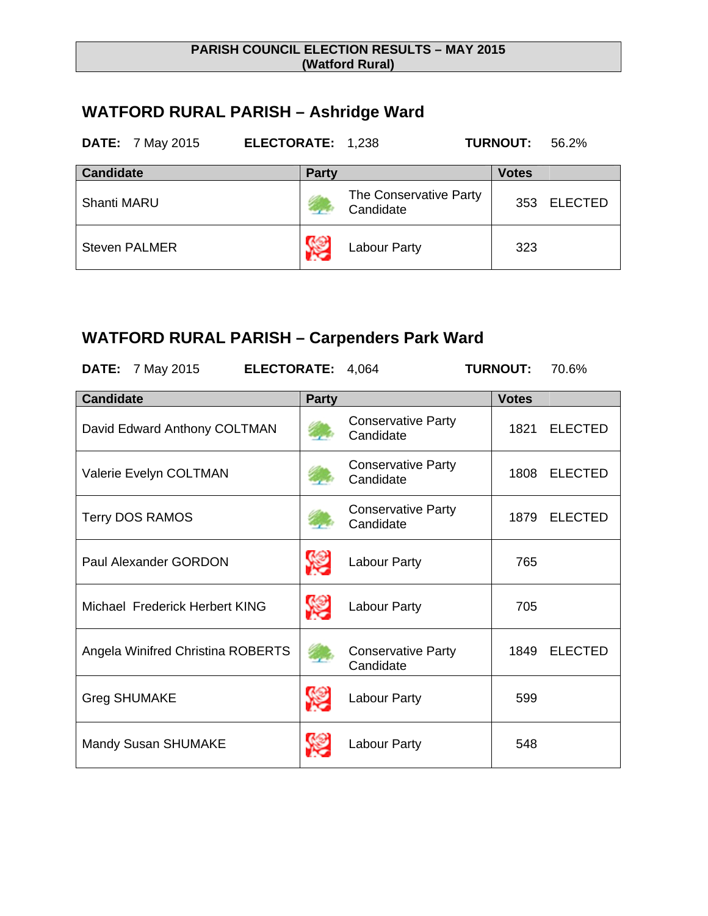**PARISH COUNCIL ELECTION RESULTS – MAY 2015**
**(Watford Rural)**

## WATFORD RURAL PARISH – Ashridge Ward

**DATE:** 7 May 2015 **ELECTORATE:** 1,238 **TURNOUT:** 56.2%

| Candidate | Party | Votes | |
|---|---|---|---|
| Shanti MARU | The Conservative Party Candidate | 353 | ELECTED |
| Steven PALMER | Labour Party | 323 | |

## WATFORD RURAL PARISH – Carpenders Park Ward

**DATE:** 7 May 2015 **ELECTORATE:** 4,064 **TURNOUT:** 70.6%

| Candidate | Party | Votes | |
|---|---|---|---|
| David Edward Anthony COLTMAN | Conservative Party Candidate | 1821 | ELECTED |
| Valerie Evelyn COLTMAN | Conservative Party Candidate | 1808 | ELECTED |
| Terry DOS RAMOS | Conservative Party Candidate | 1879 | ELECTED |
| Paul Alexander GORDON | Labour Party | 765 | |
| Michael Frederick Herbert KING | Labour Party | 705 | |
| Angela Winifred Christina ROBERTS | Conservative Party Candidate | 1849 | ELECTED |
| Greg SHUMAKE | Labour Party | 599 | |
| Mandy Susan SHUMAKE | Labour Party | 548 | |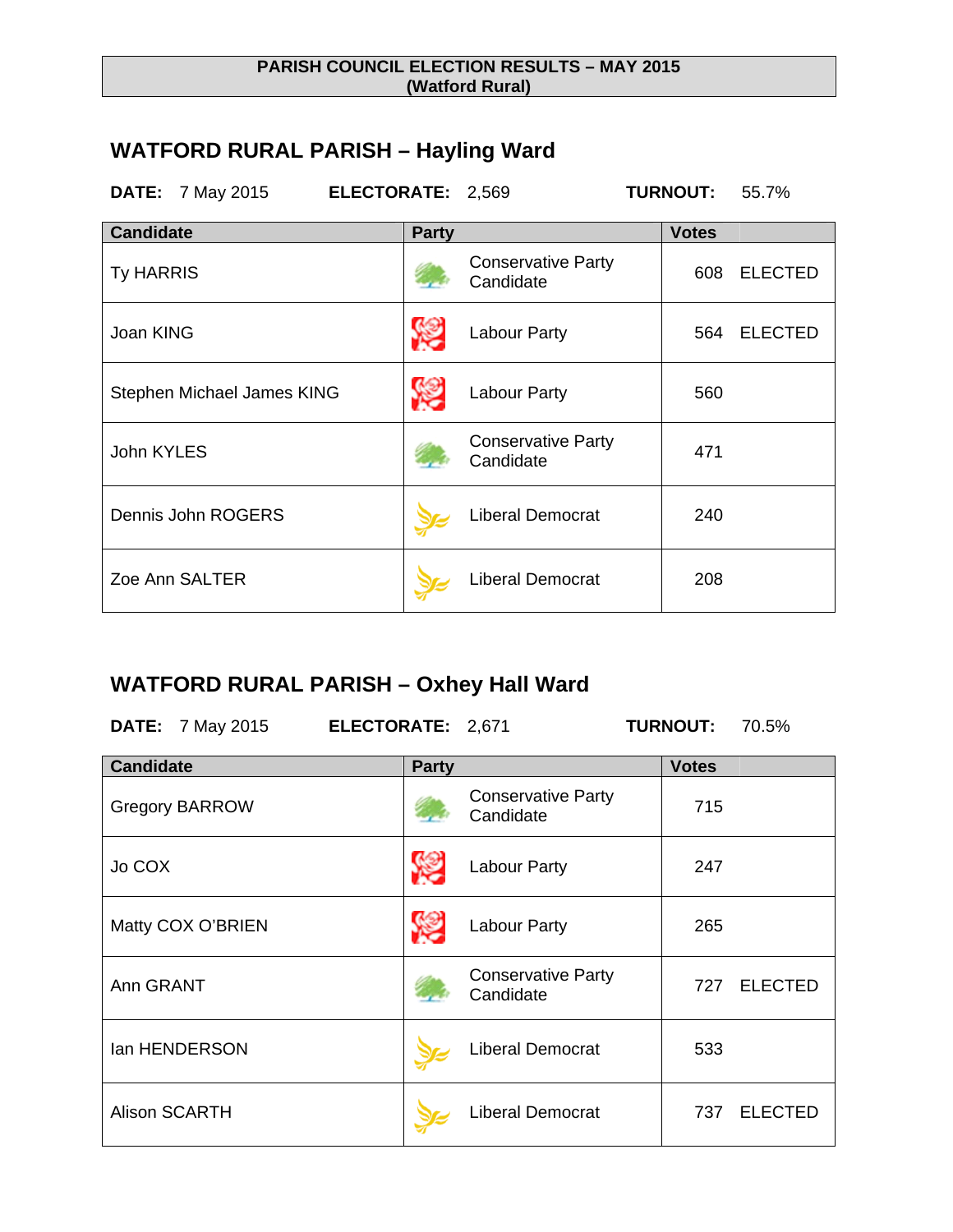**PARISH COUNCIL ELECTION RESULTS – MAY 2015**
**(Watford Rural)**

## WATFORD RURAL PARISH – Hayling Ward

**DATE:** 7 May 2015 **ELECTORATE:** 2,569 **TURNOUT:** 55.7%

| Candidate | Party | Votes | |
|---|---|---|---|
| Ty HARRIS | Conservative Party Candidate | 608 | ELECTED |
| Joan KING | Labour Party | 564 | ELECTED |
| Stephen Michael James KING | Labour Party | 560 | |
| John KYLES | Conservative Party Candidate | 471 | |
| Dennis John ROGERS | Liberal Democrat | 240 | |
| Zoe Ann SALTER | Liberal Democrat | 208 | |

## WATFORD RURAL PARISH – Oxhey Hall Ward

**DATE:** 7 May 2015 **ELECTORATE:** 2,671 **TURNOUT:** 70.5%

| Candidate | Party | Votes | |
|---|---|---|---|
| Gregory BARROW | Conservative Party Candidate | 715 | |
| Jo COX | Labour Party | 247 | |
| Matty COX O'BRIEN | Labour Party | 265 | |
| Ann GRANT | Conservative Party Candidate | 727 | ELECTED |
| Ian HENDERSON | Liberal Democrat | 533 | |
| Alison SCARTH | Liberal Democrat | 737 | ELECTED |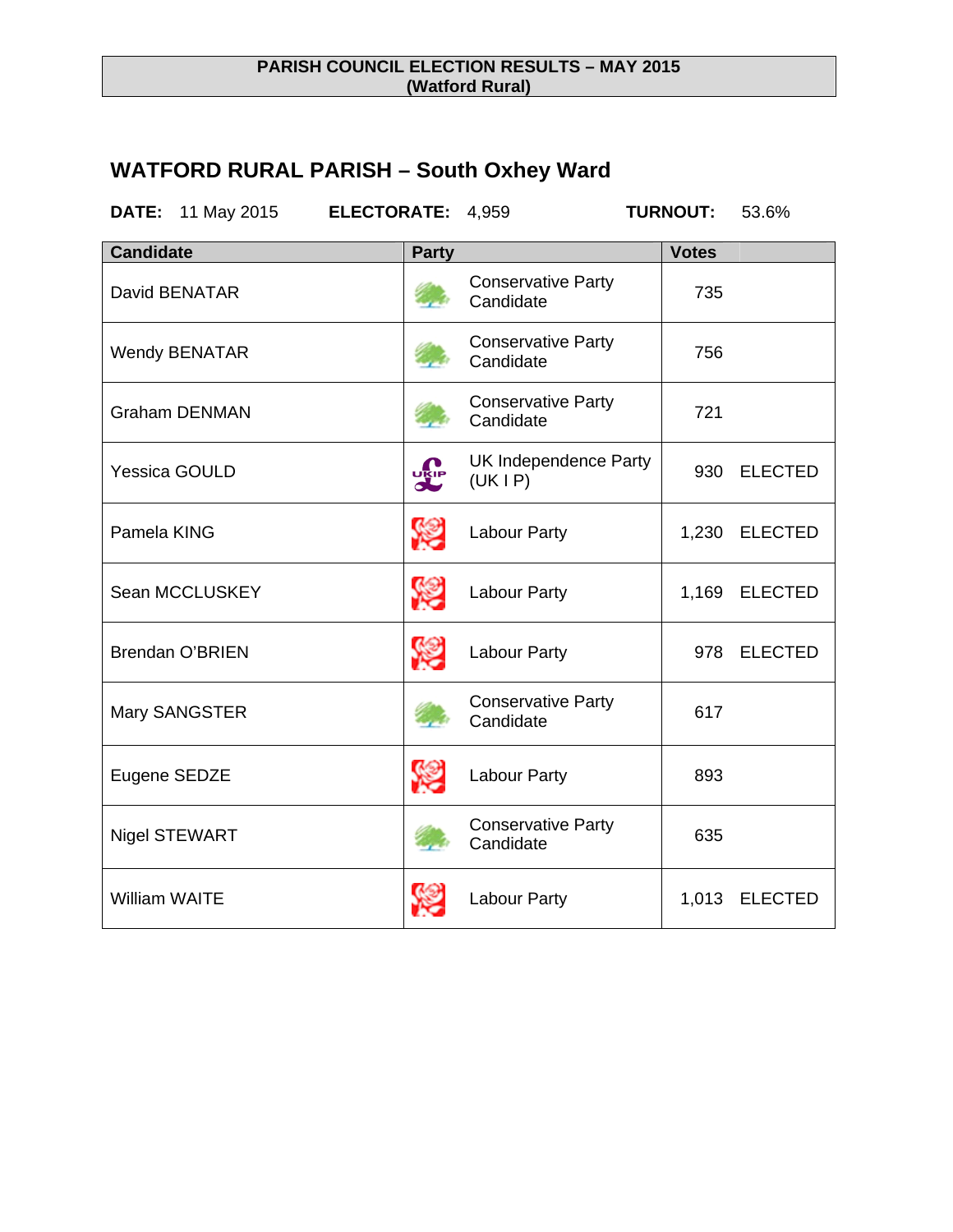**PARISH COUNCIL ELECTION RESULTS – MAY 2015**
**(Watford Rural)**

## WATFORD RURAL PARISH – South Oxhey Ward

**DATE:** 11 May 2015 **ELECTORATE:** 4,959 **TURNOUT:** 53.6%

| Candidate | Party | Votes | |
|---|---|---|---|
| David BENATAR | Conservative Party Candidate | 735 | |
| Wendy BENATAR | Conservative Party Candidate | 756 | |
| Graham DENMAN | Conservative Party Candidate | 721 | |
| Yessica GOULD | UK Independence Party (UK I P) | 930 | ELECTED |
| Pamela KING | Labour Party | 1,230 | ELECTED |
| Sean MCCLUSKEY | Labour Party | 1,169 | ELECTED |
| Brendan O'BRIEN | Labour Party | 978 | ELECTED |
| Mary SANGSTER | Conservative Party Candidate | 617 | |
| Eugene SEDZE | Labour Party | 893 | |
| Nigel STEWART | Conservative Party Candidate | 635 | |
| William WAITE | Labour Party | 1,013 | ELECTED |